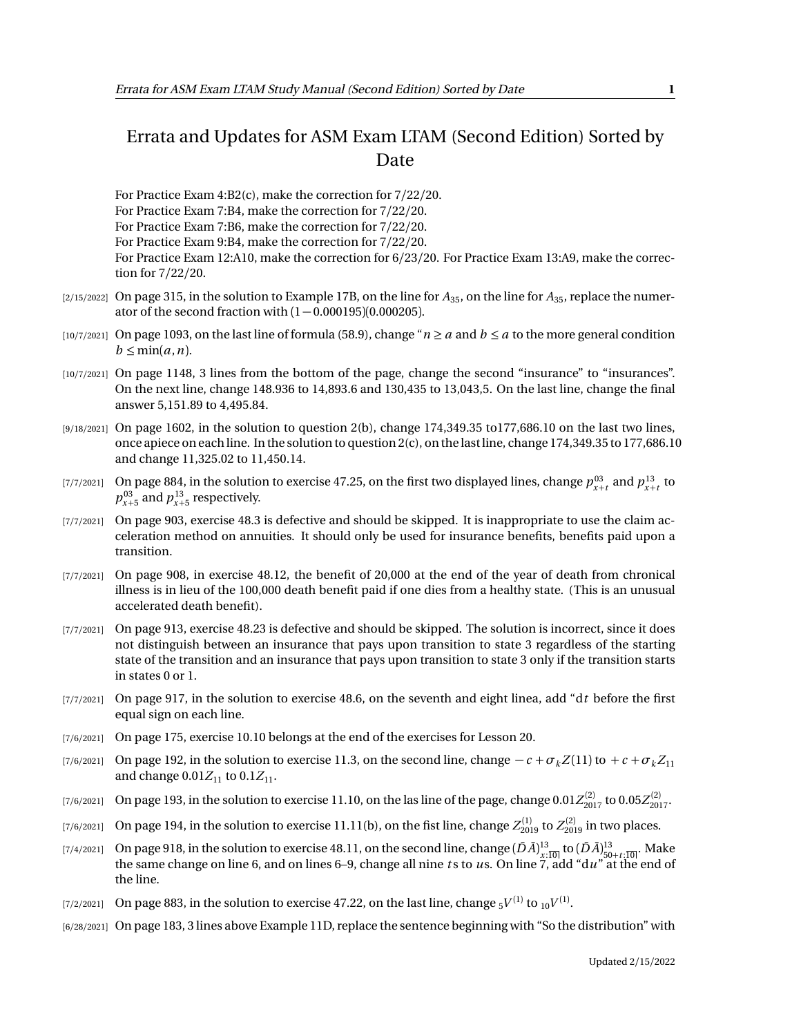# Errata and Updates for ASM Exam LTAM (Second Edition) Sorted by Date

For Practice Exam 4:B2(c), make the correction for 7/22/20.
For Practice Exam 7:B4, make the correction for 7/22/20.
For Practice Exam 7:B6, make the correction for 7/22/20.
For Practice Exam 9:B4, make the correction for 7/22/20.
For Practice Exam 12:A10, make the correction for 6/23/20. For Practice Exam 13:A9, make the correction for 7/22/20.

[2/15/2022] On page 315, in the solution to Example 17B, on the line for $A_{35}$, on the line for $A_{35}$, replace the numerator of the second fraction with $(1-0.000195)(0.000205)$.

[10/7/2021] On page 1093, on the last line of formula (58.9), change "$n \geq a$ and $b \leq a$ to the more general condition $b \leq \min(a,n)$.

[10/7/2021] On page 1148, 3 lines from the bottom of the page, change the second "insurance" to "insurances". On the next line, change 148.936 to 14,893.6 and 130,435 to 13,043,5. On the last line, change the final answer 5,151.89 to 4,495.84.

[9/18/2021] On page 1602, in the solution to question 2(b), change 174,349.35 to177,686.10 on the last two lines, once apiece on each line. In the solution to question 2(c), on the last line, change 174,349.35 to 177,686.10 and change 11,325.02 to 11,450.14.

[7/7/2021] On page 884, in the solution to exercise 47.25, on the first two displayed lines, change $p^{03}_{x+t}$ and $p^{13}_{x+t}$ to $p^{03}_{x+5}$ and $p^{13}_{x+5}$ respectively.

[7/7/2021] On page 903, exercise 48.3 is defective and should be skipped. It is inappropriate to use the claim acceleration method on annuities. It should only be used for insurance benefits, benefits paid upon a transition.

[7/7/2021] On page 908, in exercise 48.12, the benefit of 20,000 at the end of the year of death from chronical illness is in lieu of the 100,000 death benefit paid if one dies from a healthy state. (This is an unusual accelerated death benefit).

[7/7/2021] On page 913, exercise 48.23 is defective and should be skipped. The solution is incorrect, since it does not distinguish between an insurance that pays upon transition to state 3 regardless of the starting state of the transition and an insurance that pays upon transition to state 3 only if the transition starts in states 0 or 1.

[7/7/2021] On page 917, in the solution to exercise 48.6, on the seventh and eight linea, add "d$t$ before the first equal sign on each line.

[7/6/2021] On page 175, exercise 10.10 belongs at the end of the exercises for Lesson 20.

[7/6/2021] On page 192, in the solution to exercise 11.3, on the second line, change $-c+\sigma_k Z(11)$ to $+c+\sigma_k Z_{11}$ and change $0.01Z_{11}$ to $0.1Z_{11}$.

[7/6/2021] On page 193, in the solution to exercise 11.10, on the las line of the page, change $0.01Z^{(2)}_{2017}$ to $0.05Z^{(2)}_{2017}$.

[7/6/2021] On page 194, in the solution to exercise 11.11(b), on the fist line, change $Z^{(1)}_{2019}$ to $Z^{(2)}_{2019}$ in two places.

[7/4/2021] On page 918, in the solution to exercise 48.11, on the second line, change $(\bar{D}\bar{A})^{13}_{x:\overline{10}|}$ to $(\bar{D}\bar{A})^{13}_{50+t:\overline{10}|}$. Make the same change on line 6, and on lines 6–9, change all nine $t$s to $u$s. On line 7, add "d$u$" at the end of the line.

[7/2/2021] On page 883, in the solution to exercise 47.22, on the last line, change ${}_5V^{(1)}$ to ${}_{10}V^{(1)}$.

[6/28/2021] On page 183, 3 lines above Example 11D, replace the sentence beginning with "So the distribution" with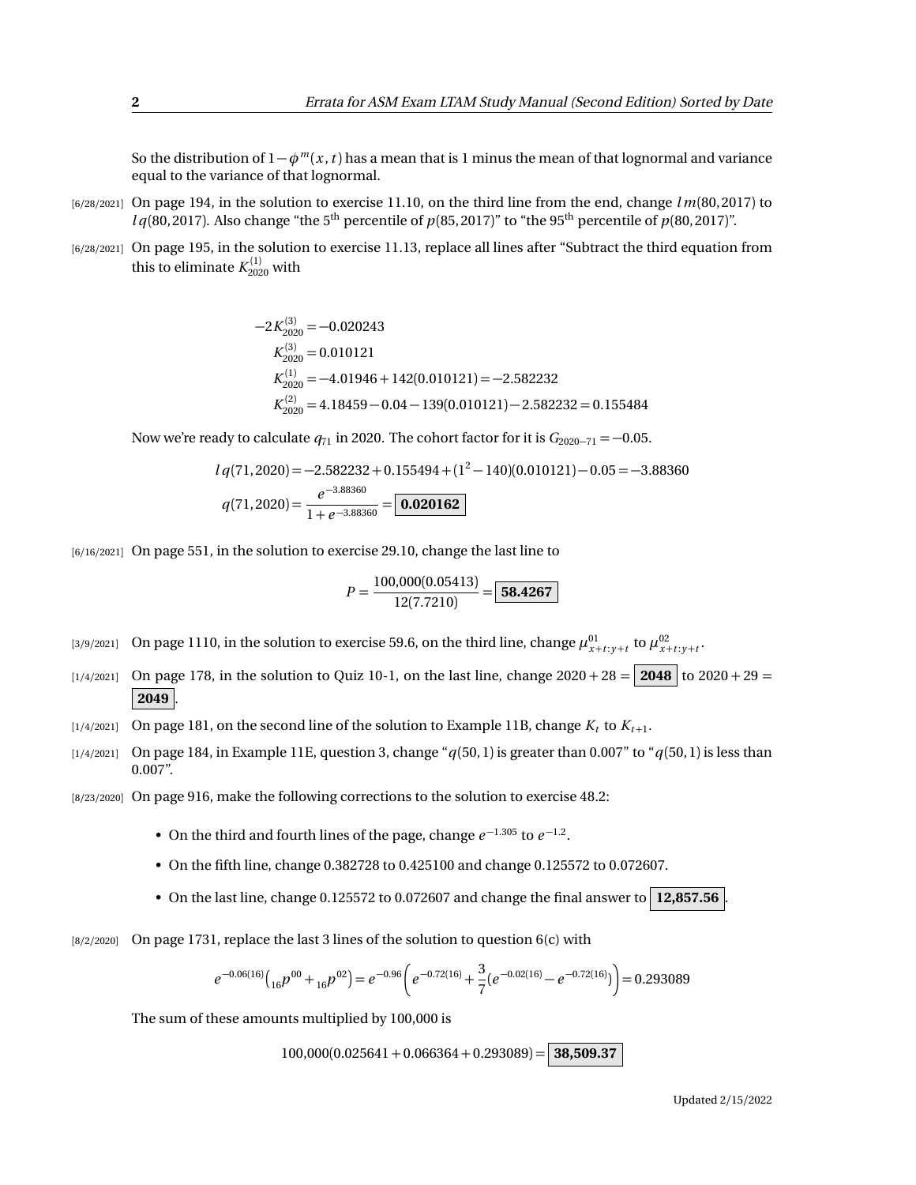So the distribution of $1-\phi^m(x,t)$ has a mean that is 1 minus the mean of that lognormal and variance equal to the variance of that lognormal.

[6/28/2021] On page 194, in the solution to exercise 11.10, on the third line from the end, change $l\,m(80,2017)$ to $l\,q(80,2017)$. Also change "the 5th percentile of $p(85,2017)$" to "the 95th percentile of $p(80,2017)$".

[6/28/2021] On page 195, in the solution to exercise 11.13, replace all lines after "Subtract the third equation from this to eliminate $K^{(1)}_{2020}$ with

$$
\begin{aligned}
-2K^{(3)}_{2020} &= -0.020243\\
K^{(3)}_{2020} &= 0.010121\\
K^{(1)}_{2020} &= -4.01946 + 142(0.010121) = -2.582232\\
K^{(2)}_{2020} &= 4.18459 - 0.04 - 139(0.010121) - 2.582232 = 0.155484
\end{aligned}
$$

Now we're ready to calculate $q_{71}$ in 2020. The cohort factor for it is $G_{2020-71} = -0.05$.

$$
\begin{aligned}
l\,q(71,2020) &= -2.582232 + 0.155494 + (1^2 - 140)(0.010121) - 0.05 = -3.88360\\
q(71,2020) &= \frac{e^{-3.88360}}{1+e^{-3.88360}} = \boxed{0.020162}
\end{aligned}
$$

[6/16/2021] On page 551, in the solution to exercise 29.10, change the last line to

$$
P = \frac{100{,}000(0.05413)}{12(7.7210)} = \boxed{58.4267}
$$

[3/9/2021] On page 1110, in the solution to exercise 59.6, on the third line, change $\mu^{01}_{x+t:y+t}$ to $\mu^{02}_{x+t:y+t}$.

[1/4/2021] On page 178, in the solution to Quiz 10-1, on the last line, change $2020+28 = \boxed{2048}$ to $2020+29 = \boxed{2049}$.

[1/4/2021] On page 181, on the second line of the solution to Example 11B, change $K_t$ to $K_{t+1}$.

[1/4/2021] On page 184, in Example 11E, question 3, change "$q(50,1)$ is greater than 0.007" to "$q(50,1)$ is less than 0.007".

[8/23/2020] On page 916, make the following corrections to the solution to exercise 48.2:

- On the third and fourth lines of the page, change $e^{-1.305}$ to $e^{-1.2}$.
- On the fifth line, change 0.382728 to 0.425100 and change 0.125572 to 0.072607.
- On the last line, change 0.125572 to 0.072607 and change the final answer to $\boxed{12{,}857.56}$.

[8/2/2020] On page 1731, replace the last 3 lines of the solution to question 6(c) with

$$
e^{-0.06(16)}\left({}_{16}p^{00} + {}_{16}p^{02}\right) = e^{-0.96}\left(e^{-0.72(16)} + \frac{3}{7}\left(e^{-0.02(16)} - e^{-0.72(16)}\right)\right) = 0.293089
$$

The sum of these amounts multiplied by 100,000 is

$$
100{,}000(0.025641 + 0.066364 + 0.293089) = \boxed{38{,}509.37}
$$

Updated 2/15/2022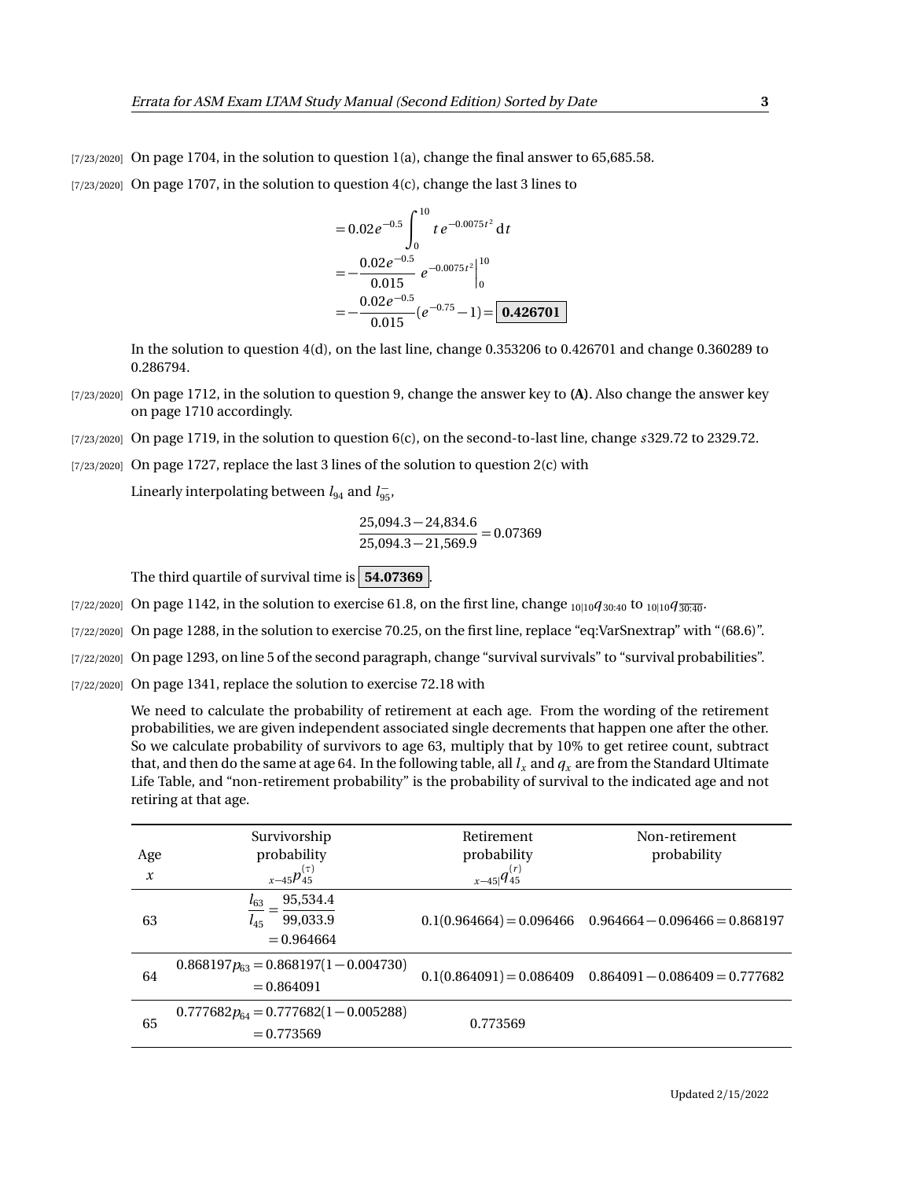[7/23/2020] On page 1704, in the solution to question 1(a), change the final answer to 65,685.58.

[7/23/2020] On page 1707, in the solution to question 4(c), change the last 3 lines to

$$
\begin{aligned}
&= 0.02e^{-0.5}\int_0^{10} t\,e^{-0.0075t^2}\,\mathrm{d}t \\
&= -\frac{0.02e^{-0.5}}{0.015}\; e^{-0.0075t^2}\Big|_0^{10} \\
&= -\frac{0.02e^{-0.5}}{0.015}(e^{-0.75}-1) = \boxed{\mathbf{0.426701}}
\end{aligned}
$$

In the solution to question 4(d), on the last line, change 0.353206 to 0.426701 and change 0.360289 to 0.286794.

[7/23/2020] On page 1712, in the solution to question 9, change the answer key to **(A)**. Also change the answer key on page 1710 accordingly.

[7/23/2020] On page 1719, in the solution to question 6(c), on the second-to-last line, change *s*329.72 to 2329.72.

[7/23/2020] On page 1727, replace the last 3 lines of the solution to question 2(c) with

Linearly interpolating between $l_{94}$ and $l_{95}^{-}$,

$$\frac{25{,}094.3 - 24{,}834.6}{25{,}094.3 - 21{,}569.9} = 0.07369$$

The third quartile of survival time is $\boxed{\mathbf{54.07369}}$.

[7/22/2020] On page 1142, in the solution to exercise 61.8, on the first line, change ${}_{10|10}q_{30:40}$ to ${}_{10|10}q_{\overline{30:40}}$.

[7/22/2020] On page 1288, in the solution to exercise 70.25, on the first line, replace "eq:VarSnextrap" with "(68.6)".

[7/22/2020] On page 1293, on line 5 of the second paragraph, change "survival survivals" to "survival probabilities".

[7/22/2020] On page 1341, replace the solution to exercise 72.18 with

We need to calculate the probability of retirement at each age. From the wording of the retirement probabilities, we are given independent associated single decrements that happen one after the other. So we calculate probability of survivors to age 63, multiply that by 10% to get retiree count, subtract that, and then do the same at age 64. In the following table, all $l_x$ and $q_x$ are from the Standard Ultimate Life Table, and "non-retirement probability" is the probability of survival to the indicated age and not retiring at that age.

| Age $x$ | Survivorship probability ${}_{x-45}p_{45}^{(\tau)}$ | Retirement probability ${}_{x-45|}q_{45}^{(r)}$ | Non-retirement probability |
|---|---|---|---|
| 63 | $\dfrac{l_{63}}{l_{45}} = \dfrac{95{,}534.4}{99{,}033.9} = 0.964664$ | $0.1(0.964664) = 0.096466$ | $0.964664 - 0.096466 = 0.868197$ |
| 64 | $0.868197p_{63} = 0.868197(1 - 0.004730) = 0.864091$ | $0.1(0.864091) = 0.086409$ | $0.864091 - 0.086409 = 0.777682$ |
| 65 | $0.777682p_{64} = 0.777682(1 - 0.005288) = 0.773569$ | 0.773569 | |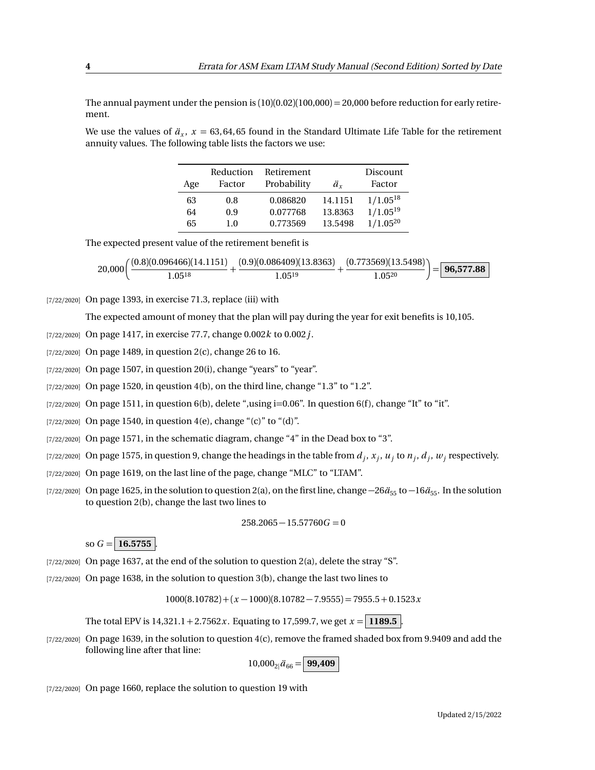The annual payment under the pension is $(10)(0.02)(100{,}000) = 20{,}000$ before reduction for early retirement.

We use the values of $\ddot{a}_x$, $x = 63, 64, 65$ found in the Standard Ultimate Life Table for the retirement annuity values. The following table lists the factors we use:

| Age | Reduction Factor | Retirement Probability | $\ddot{a}_x$ | Discount Factor |
|---|---|---|---|---|
| 63 | 0.8 | 0.086820 | 14.1151 | $1/1.05^{18}$ |
| 64 | 0.9 | 0.077768 | 13.8363 | $1/1.05^{19}$ |
| 65 | 1.0 | 0.773569 | 13.5498 | $1/1.05^{20}$ |

The expected present value of the retirement benefit is

$$20{,}000\left(\frac{(0.8)(0.096466)(14.1151)}{1.05^{18}} + \frac{(0.9)(0.086409)(13.8363)}{1.05^{19}} + \frac{(0.773569)(13.5498)}{1.05^{20}}\right) = \boxed{\mathbf{96{,}577.88}}$$

[7/22/2020] On page 1393, in exercise 71.3, replace (iii) with

The expected amount of money that the plan will pay during the year for exit benefits is 10,105.

[7/22/2020] On page 1417, in exercise 77.7, change $0.002k$ to $0.002j$.

[7/22/2020] On page 1489, in question 2(c), change 26 to 16.

[7/22/2020] On page 1507, in question 20(i), change "years" to "year".

[7/22/2020] On page 1520, in qeustion 4(b), on the third line, change "1.3" to "1.2".

[7/22/2020] On page 1511, in question 6(b), delete ",using i=0.06". In question 6(f), change "It" to "it".

[7/22/2020] On page 1540, in question 4(e), change "(c)" to "(d)".

[7/22/2020] On page 1571, in the schematic diagram, change "4" in the Dead box to "3".

[7/22/2020] On page 1575, in question 9, change the headings in the table from $d_j$, $x_j$, $u_j$ to $n_j$, $d_j$, $w_j$ respectively.

[7/22/2020] On page 1619, on the last line of the page, change "MLC" to "LTAM".

[7/22/2020] On page 1625, in the solution to question 2(a), on the first line, change $-26\ddot{a}_{55}$ to $-16\ddot{a}_{55}$. In the solution to question 2(b), change the last two lines to

$$258.2065 - 15.57760G = 0$$

so $G = \boxed{\mathbf{16.5755}}$.

[7/22/2020] On page 1637, at the end of the solution to question 2(a), delete the stray "S".

[7/22/2020] On page 1638, in the solution to question 3(b), change the last two lines to

$$1000(8.10782) + (x - 1000)(8.10782 - 7.9555) = 7955.5 + 0.1523x$$

The total EPV is $14{,}321.1 + 2.7562x$. Equating to 17,599.7, we get $x = \boxed{\mathbf{1189.5}}$.

[7/22/2020] On page 1639, in the solution to question 4(c), remove the framed shaded box from 9.9409 and add the following line after that line:

$$10{,}000\,{}_{2|}\ddot{a}_{66} = \boxed{\mathbf{99{,}409}}$$

[7/22/2020] On page 1660, replace the solution to question 19 with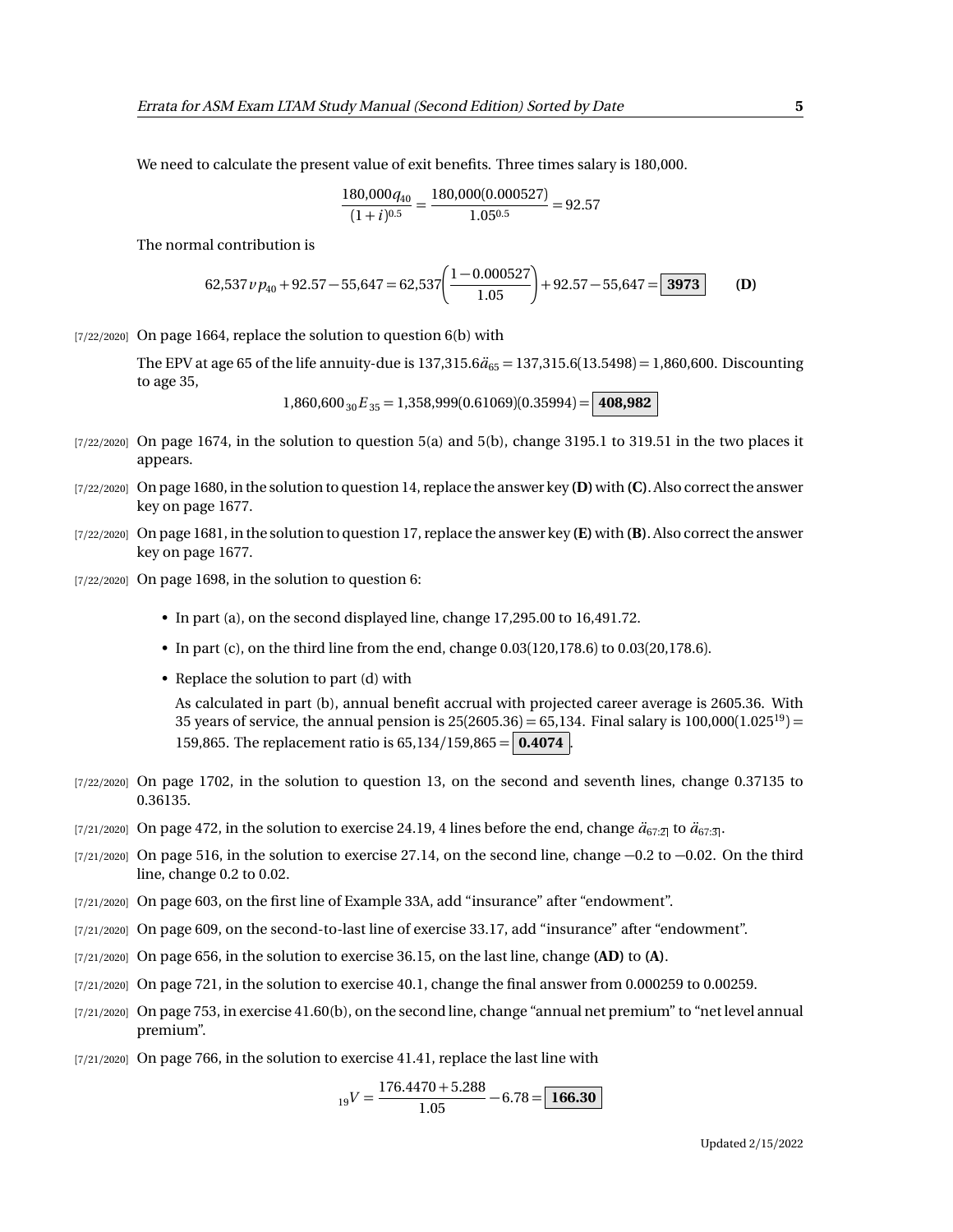We need to calculate the present value of exit benefits. Three times salary is 180,000.

$$\frac{180{,}000q_{40}}{(1+i)^{0.5}} = \frac{180{,}000(0.000527)}{1.05^{0.5}} = 92.57$$

The normal contribution is

$$62{,}537\,v\,p_{40} + 92.57 - 55{,}647 = 62{,}537\left(\frac{1-0.000527}{1.05}\right) + 92.57 - 55{,}647 = \boxed{\mathbf{3973}} \qquad \textbf{(D)}$$

[7/22/2020] On page 1664, replace the solution to question 6(b) with

The EPV at age 65 of the life annuity-due is $137{,}315.6\ddot{a}_{65} = 137{,}315.6(13.5498) = 1{,}860{,}600$. Discounting to age 35,

$$1{,}860{,}600\,{}_{30}E_{35} = 1{,}358{,}999(0.61069)(0.35994) = \boxed{\mathbf{408{,}982}}$$

[7/22/2020] On page 1674, in the solution to question 5(a) and 5(b), change 3195.1 to 319.51 in the two places it appears.

[7/22/2020] On page 1680, in the solution to question 14, replace the answer key **(D)** with **(C)**. Also correct the answer key on page 1677.

[7/22/2020] On page 1681, in the solution to question 17, replace the answer key **(E)** with **(B)**. Also correct the answer key on page 1677.

[7/22/2020] On page 1698, in the solution to question 6:

- In part (a), on the second displayed line, change 17,295.00 to 16,491.72.
- In part (c), on the third line from the end, change 0.03(120,178.6) to 0.03(20,178.6).
- Replace the solution to part (d) with

  As calculated in part (b), annual benefit accrual with projected career average is 2605.36. With 35 years of service, the annual pension is $25(2605.36) = 65{,}134$. Final salary is $100{,}000(1.025^{19}) = 159{,}865$. The replacement ratio is $65{,}134/159{,}865 = \boxed{\mathbf{0.4074}}$.

[7/22/2020] On page 1702, in the solution to question 13, on the second and seventh lines, change 0.37135 to 0.36135.

[7/21/2020] On page 472, in the solution to exercise 24.19, 4 lines before the end, change $\ddot{a}_{67:\overline{2}|}$ to $\ddot{a}_{67:\overline{3}|}$.

[7/21/2020] On page 516, in the solution to exercise 27.14, on the second line, change −0.2 to −0.02. On the third line, change 0.2 to 0.02.

[7/21/2020] On page 603, on the first line of Example 33A, add "insurance" after "endowment".

[7/21/2020] On page 609, on the second-to-last line of exercise 33.17, add "insurance" after "endowment".

[7/21/2020] On page 656, in the solution to exercise 36.15, on the last line, change **(AD)** to **(A)**.

[7/21/2020] On page 721, in the solution to exercise 40.1, change the final answer from 0.000259 to 0.00259.

[7/21/2020] On page 753, in exercise 41.60(b), on the second line, change "annual net premium" to "net level annual premium".

[7/21/2020] On page 766, in the solution to exercise 41.41, replace the last line with

$${}_{19}V = \frac{176.4470 + 5.288}{1.05} - 6.78 = \boxed{\mathbf{166.30}}$$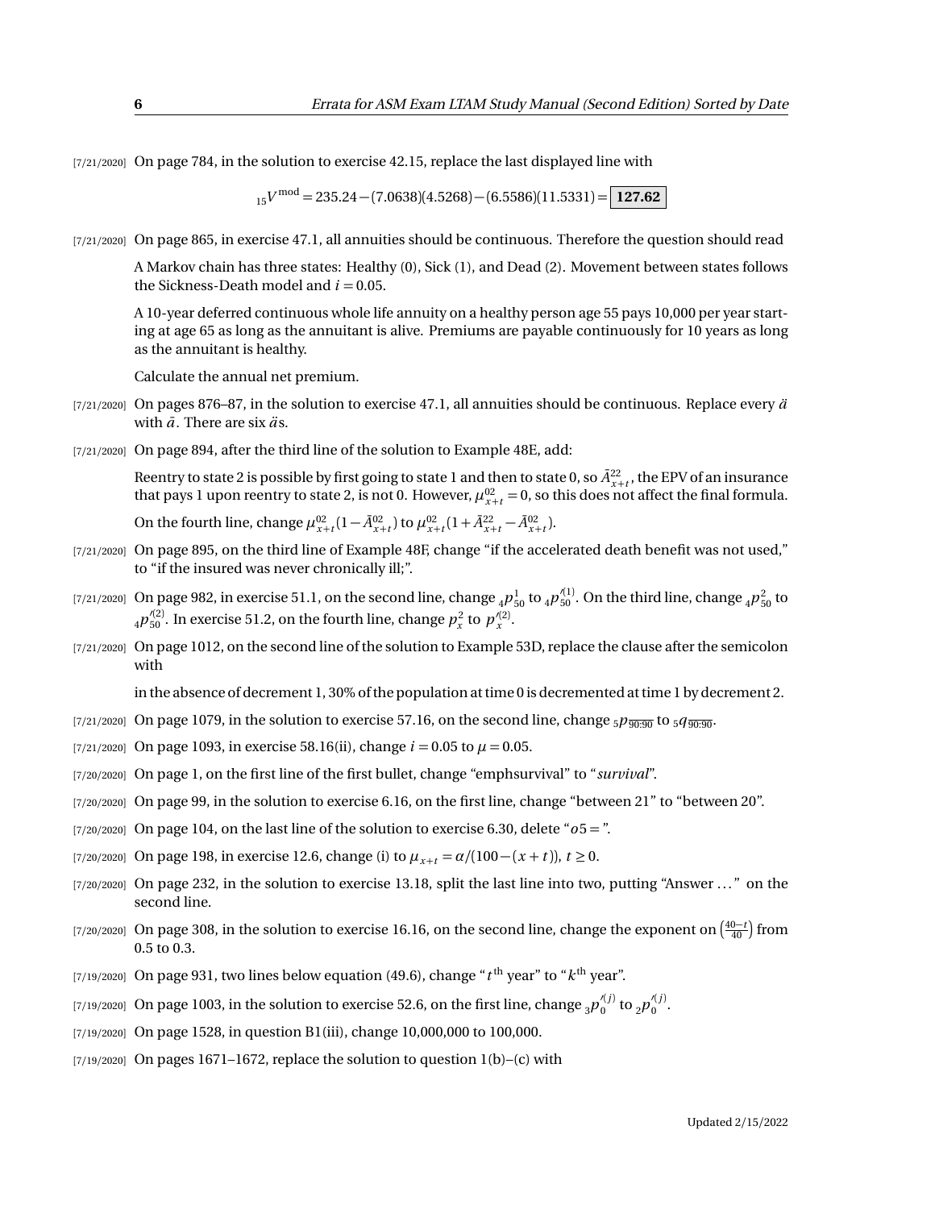[7/21/2020] On page 784, in the solution to exercise 42.15, replace the last displayed line with

$${}_{15}V^{\text{mod}} = 235.24 - (7.0638)(4.5268) - (6.5586)(11.5331) = \boxed{\mathbf{127.62}}$$

[7/21/2020] On page 865, in exercise 47.1, all annuities should be continuous. Therefore the question should read

> A Markov chain has three states: Healthy (0), Sick (1), and Dead (2). Movement between states follows the Sickness-Death model and $i = 0.05$.
>
> A 10-year deferred continuous whole life annuity on a healthy person age 55 pays 10,000 per year starting at age 65 as long as the annuitant is alive. Premiums are payable continuously for 10 years as long as the annuitant is healthy.
>
> Calculate the annual net premium.

[7/21/2020] On pages 876–87, in the solution to exercise 47.1, all annuities should be continuous. Replace every $\ddot{a}$ with $\bar{a}$. There are six $\ddot{a}$s.

[7/21/2020] On page 894, after the third line of the solution to Example 48E, add:

> Reentry to state 2 is possible by first going to state 1 and then to state 0, so $\bar{A}^{22}_{x+t}$, the EPV of an insurance that pays 1 upon reentry to state 2, is not 0. However, $\mu^{02}_{x+t} = 0$, so this does not affect the final formula.

On the fourth line, change $\mu^{02}_{x+t}(1 - \bar{A}^{02}_{x+t})$ to $\mu^{02}_{x+t}(1 + \bar{A}^{22}_{x+t} - \bar{A}^{02}_{x+t})$.

[7/21/2020] On page 895, on the third line of Example 48F, change "if the accelerated death benefit was not used," to "if the insured was never chronically ill;".

[7/21/2020] On page 982, in exercise 51.1, on the second line, change ${}_4p^1_{50}$ to ${}_4p'^{(1)}_{50}$. On the third line, change ${}_4p^2_{50}$ to ${}_4p'^{(2)}_{50}$. In exercise 51.2, on the fourth line, change $p^2_x$ to $p'^{(2)}_x$.

[7/21/2020] On page 1012, on the second line of the solution to Example 53D, replace the clause after the semicolon with

> in the absence of decrement 1, 30% of the population at time 0 is decremented at time 1 by decrement 2.

[7/21/2020] On page 1079, in the solution to exercise 57.16, on the second line, change ${}_5p_{\overline{90:90}}$ to ${}_5q_{\overline{90:90}}$.

[7/21/2020] On page 1093, in exercise 58.16(ii), change $i = 0.05$ to $\mu = 0.05$.

[7/20/2020] On page 1, on the first line of the first bullet, change "emphsurvival" to "*survival*".

[7/20/2020] On page 99, in the solution to exercise 6.16, on the first line, change "between 21" to "between 20".

[7/20/2020] On page 104, on the last line of the solution to exercise 6.30, delete "$o5 =$".

[7/20/2020] On page 198, in exercise 12.6, change (i) to $\mu_{x+t} = \alpha/(100 - (x+t))$, $t \geq 0$.

[7/20/2020] On page 232, in the solution to exercise 13.18, split the last line into two, putting "Answer …" on the second line.

[7/20/2020] On page 308, in the solution to exercise 16.16, on the second line, change the exponent on $\left(\frac{40-t}{40}\right)$ from 0.5 to 0.3.

[7/19/2020] On page 931, two lines below equation (49.6), change "$t^{\text{th}}$ year" to "$k^{\text{th}}$ year".

[7/19/2020] On page 1003, in the solution to exercise 52.6, on the first line, change ${}_3p'^{(j)}_0$ to ${}_2p'^{(j)}_0$.

[7/19/2020] On page 1528, in question B1(iii), change 10,000,000 to 100,000.

[7/19/2020] On pages 1671–1672, replace the solution to question 1(b)–(c) with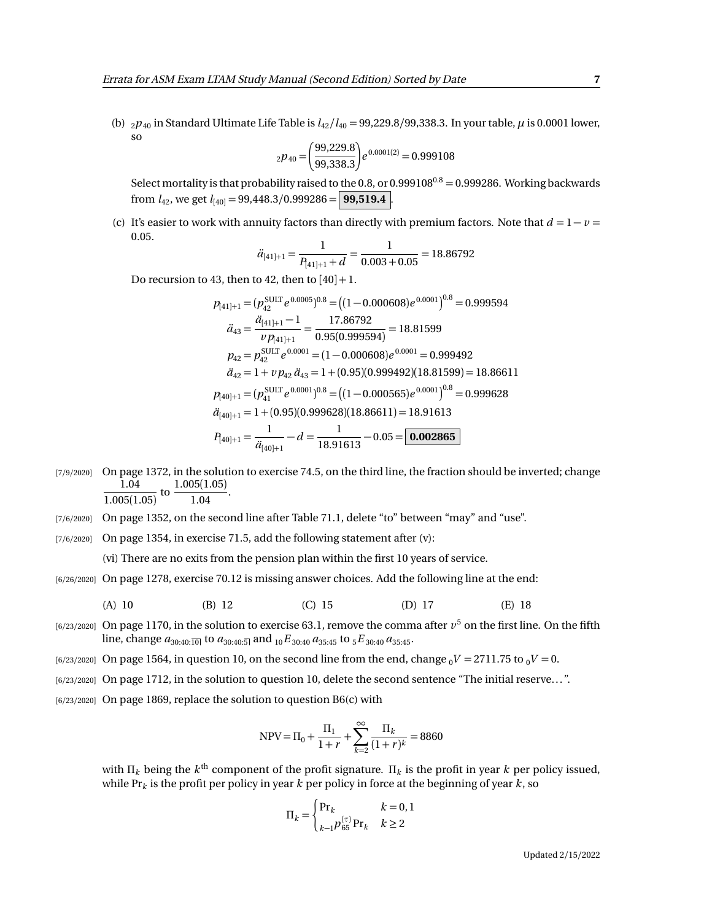(b) ${}_2p_{40}$ in Standard Ultimate Life Table is $l_{42}/l_{40} = 99{,}229.8/99{,}338.3$. In your table, $\mu$ is 0.0001 lower, so

$$ {}_2p_{40} = \left(\frac{99{,}229.8}{99{,}338.3}\right) e^{0.0001(2)} = 0.999108 $$

Select mortality is that probability raised to the 0.8, or $0.999108^{0.8} = 0.999286$. Working backwards from $l_{42}$, we get $l_{[40]} = 99{,}448.3/0.999286 = \boxed{\mathbf{99{,}519.4}}$.

(c) It's easier to work with annuity factors than directly with premium factors. Note that $d = 1 - v = 0.05$.

$$ \ddot{a}_{[41]+1} = \frac{1}{P_{[41]+1} + d} = \frac{1}{0.003 + 0.05} = 18.86792 $$

Do recursion to 43, then to 42, then to $[40]+1$.

$$
\begin{aligned}
p_{[41]+1} &= (p_{42}^{\text{SULT}} e^{0.0005})^{0.8} = \left((1 - 0.000608)e^{0.0001}\right)^{0.8} = 0.999594 \\
\ddot{a}_{43} &= \frac{\ddot{a}_{[41]+1} - 1}{v\, p_{[41]+1}} = \frac{17.86792}{0.95(0.999594)} = 18.81599 \\
p_{42} &= p_{42}^{\text{SULT}} e^{0.0001} = (1 - 0.000608)e^{0.0001} = 0.999492 \\
\ddot{a}_{42} &= 1 + v\, p_{42}\, \ddot{a}_{43} = 1 + (0.95)(0.999492)(18.81599) = 18.86611 \\
p_{[40]+1} &= (p_{41}^{\text{SULT}} e^{0.0001})^{0.8} = \left((1 - 0.000565)e^{0.0001}\right)^{0.8} = 0.999628 \\
\ddot{a}_{[40]+1} &= 1 + (0.95)(0.999628)(18.86611) = 18.91613 \\
P_{[40]+1} &= \frac{1}{\ddot{a}_{[40]+1}} - d = \frac{1}{18.91613} - 0.05 = \boxed{\mathbf{0.002865}}
\end{aligned}
$$

[7/9/2020] On page 1372, in the solution to exercise 74.5, on the third line, the fraction should be inverted; change $\dfrac{1.04}{1.005(1.05)}$ to $\dfrac{1.005(1.05)}{1.04}$.

[7/6/2020] On page 1352, on the second line after Table 71.1, delete "to" between "may" and "use".

[7/6/2020] On page 1354, in exercise 71.5, add the following statement after (v):

(vi) There are no exits from the pension plan within the first 10 years of service.

[6/26/2020] On page 1278, exercise 70.12 is missing answer choices. Add the following line at the end:

(A) 10 (B) 12 (C) 15 (D) 17 (E) 18

[6/23/2020] On page 1170, in the solution to exercise 63.1, remove the comma after $v^5$ on the first line. On the fifth line, change $a_{30:40:\overline{10}|}$ to $a_{30:40:\overline{5}|}$ and ${}_{10}E_{30:40}\, a_{35:45}$ to ${}_5E_{30:40}\, a_{35:45}$.

[6/23/2020] On page 1564, in question 10, on the second line from the end, change ${}_0V = 2711.75$ to ${}_0V = 0$.

[6/23/2020] On page 1712, in the solution to question 10, delete the second sentence "The initial reserve...".

[6/23/2020] On page 1869, replace the solution to question B6(c) with

$$ \text{NPV} = \Pi_0 + \frac{\Pi_1}{1+r} + \sum_{k=2}^{\infty} \frac{\Pi_k}{(1+r)^k} = 8860 $$

with $\Pi_k$ being the $k^{\text{th}}$ component of the profit signature. $\Pi_k$ is the profit in year $k$ per policy issued, while $\text{Pr}_k$ is the profit per policy in year $k$ per policy in force at the beginning of year $k$, so

$$ \Pi_k = \begin{cases} \text{Pr}_k & k = 0, 1 \\ {}_{k-1}p_{65}^{(\tau)}\, \text{Pr}_k & k \geq 2 \end{cases} $$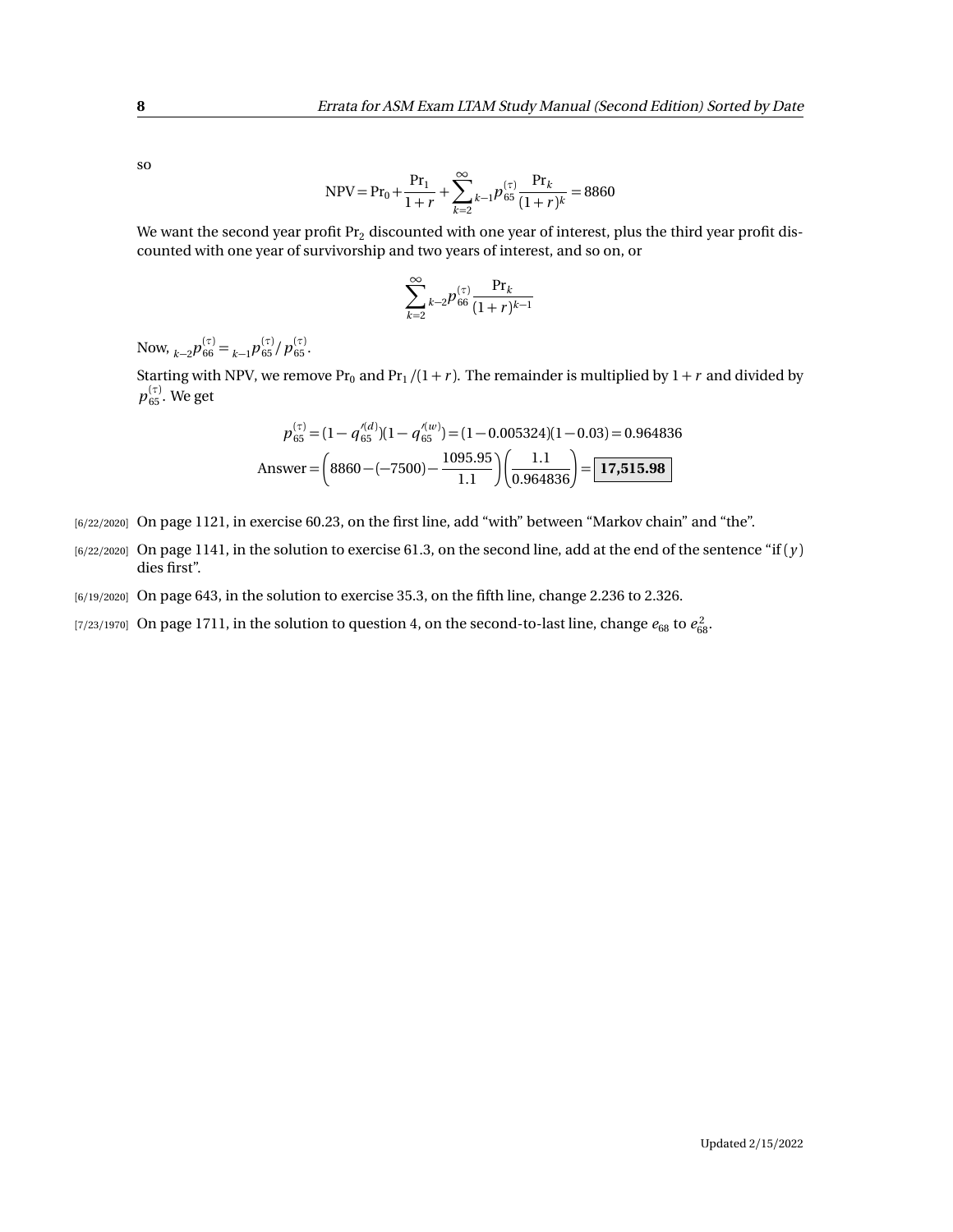so

$$\text{NPV} = \text{Pr}_0 + \frac{\text{Pr}_1}{1+r} + \sum_{k=2}^{\infty} {}_{k-1}p_{65}^{(\tau)} \frac{\text{Pr}_k}{(1+r)^k} = 8860$$

We want the second year profit $\text{Pr}_2$ discounted with one year of interest, plus the third year profit discounted with one year of survivorship and two years of interest, and so on, or

$$\sum_{k=2}^{\infty} {}_{k-2}p_{66}^{(\tau)} \frac{\text{Pr}_k}{(1+r)^{k-1}}$$

Now, ${}_{k-2}p_{66}^{(\tau)} = {}_{k-1}p_{65}^{(\tau)} / p_{65}^{(\tau)}$.

Starting with NPV, we remove $\text{Pr}_0$ and $\text{Pr}_1/(1+r)$. The remainder is multiplied by $1+r$ and divided by $p_{65}^{(\tau)}$. We get

$$p_{65}^{(\tau)} = (1 - q_{65}^{\prime(d)})(1 - q_{65}^{\prime(w)}) = (1 - 0.005324)(1 - 0.03) = 0.964836$$

$$\text{Answer} = \left(8860 - (-7500) - \frac{1095.95}{1.1}\right)\left(\frac{1.1}{0.964836}\right) = \boxed{\textbf{17,515.98}}$$

- [6/22/2020] On page 1121, in exercise 60.23, on the first line, add "with" between "Markov chain" and "the".
- [6/22/2020] On page 1141, in the solution to exercise 61.3, on the second line, add at the end of the sentence "if $(y)$ dies first".
- [6/19/2020] On page 643, in the solution to exercise 35.3, on the fifth line, change 2.236 to 2.326.
- [7/23/1970] On page 1711, in the solution to question 4, on the second-to-last line, change $e_{68}$ to $e_{68}^2$.